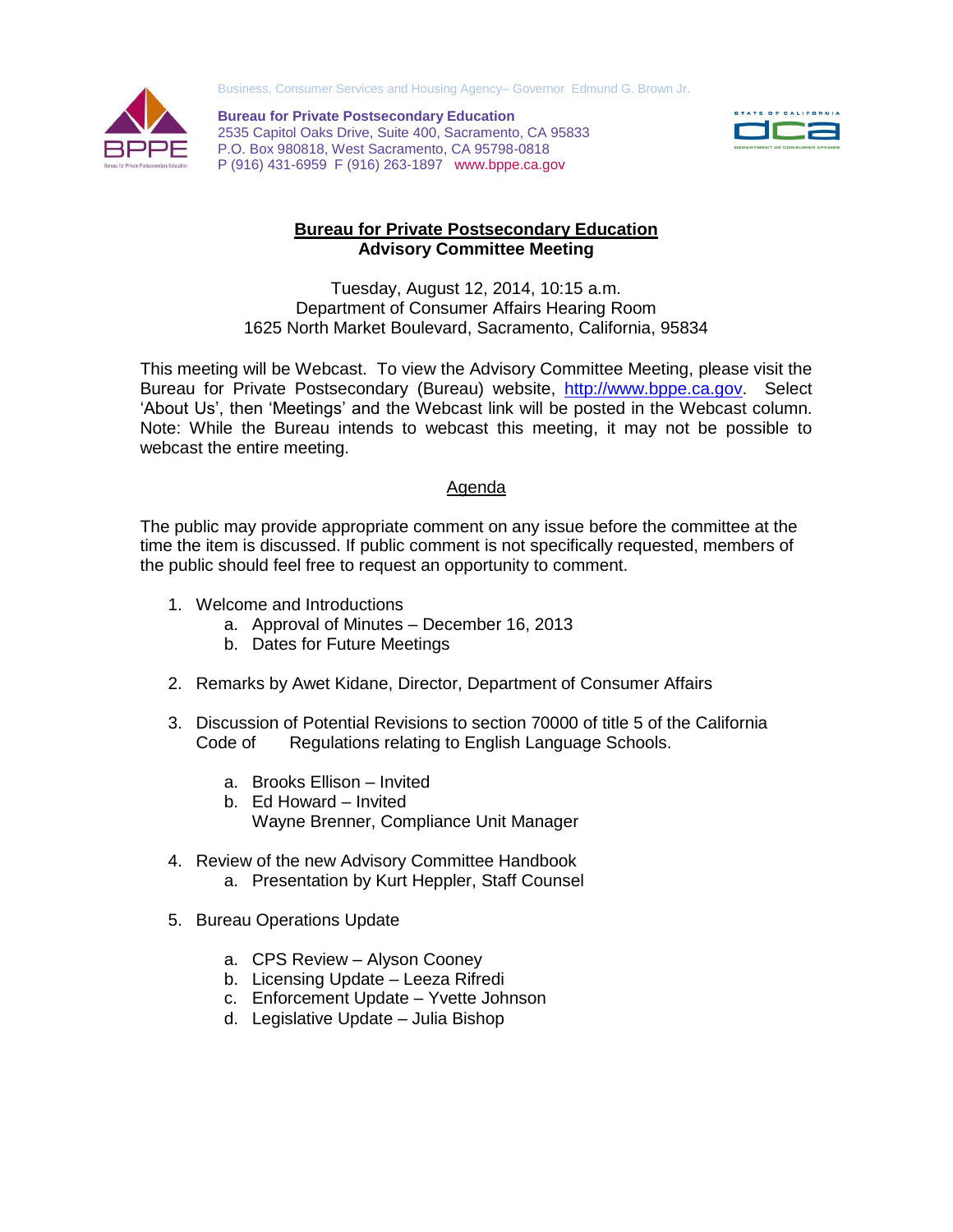Business, Consumer Services and Housing Agency– Governor Edmund G. Brown Jr.

**Bureau for Private Postsecondary Education**
2535 Capitol Oaks Drive, Suite 400, Sacramento, CA 95833
P.O. Box 980818, West Sacramento, CA 95798-0818
P (916) 431-6959 F (916) 263-1897 www.bppe.ca.gov

# Bureau for Private Postsecondary Education
## Advisory Committee Meeting

Tuesday, August 12, 2014, 10:15 a.m.
Department of Consumer Affairs Hearing Room
1625 North Market Boulevard, Sacramento, California, 95834

This meeting will be Webcast. To view the Advisory Committee Meeting, please visit the Bureau for Private Postsecondary (Bureau) website, http://www.bppe.ca.gov. Select 'About Us', then 'Meetings' and the Webcast link will be posted in the Webcast column. Note: While the Bureau intends to webcast this meeting, it may not be possible to webcast the entire meeting.

## Agenda

The public may provide appropriate comment on any issue before the committee at the time the item is discussed. If public comment is not specifically requested, members of the public should feel free to request an opportunity to comment.

1. Welcome and Introductions
   a. Approval of Minutes – December 16, 2013
   b. Dates for Future Meetings

2. Remarks by Awet Kidane, Director, Department of Consumer Affairs

3. Discussion of Potential Revisions to section 70000 of title 5 of the California Code of Regulations relating to English Language Schools.

   a. Brooks Ellison – Invited
   b. Ed Howard – Invited
      Wayne Brenner, Compliance Unit Manager

4. Review of the new Advisory Committee Handbook
   a. Presentation by Kurt Heppler, Staff Counsel

5. Bureau Operations Update

   a. CPS Review – Alyson Cooney
   b. Licensing Update – Leeza Rifredi
   c. Enforcement Update – Yvette Johnson
   d. Legislative Update – Julia Bishop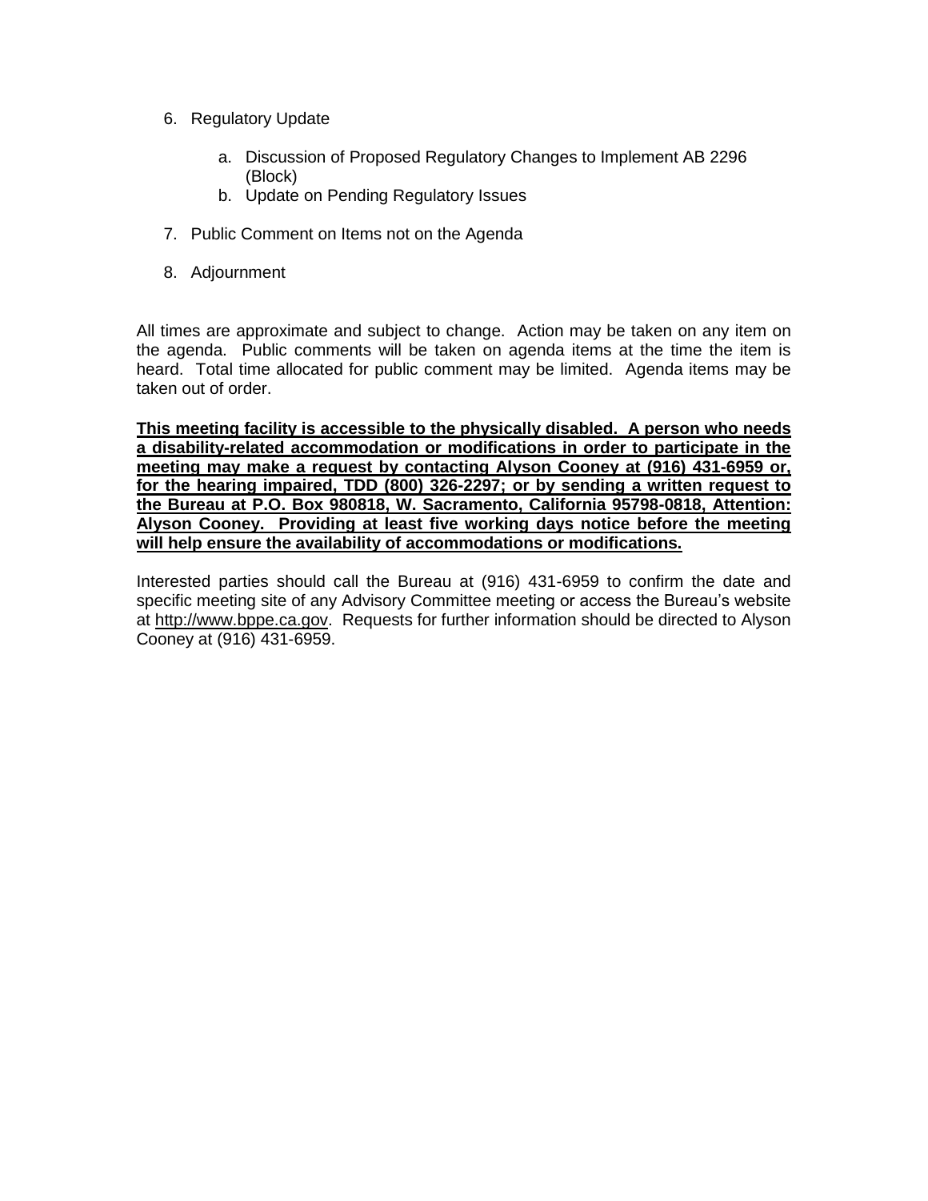6. Regulatory Update

    a. Discussion of Proposed Regulatory Changes to Implement AB 2296 (Block)
    b. Update on Pending Regulatory Issues

7. Public Comment on Items not on the Agenda

8. Adjournment

All times are approximate and subject to change. Action may be taken on any item on the agenda. Public comments will be taken on agenda items at the time the item is heard. Total time allocated for public comment may be limited. Agenda items may be taken out of order.

**This meeting facility is accessible to the physically disabled. A person who needs a disability-related accommodation or modifications in order to participate in the meeting may make a request by contacting Alyson Cooney at (916) 431-6959 or, for the hearing impaired, TDD (800) 326-2297; or by sending a written request to the Bureau at P.O. Box 980818, W. Sacramento, California 95798-0818, Attention: Alyson Cooney. Providing at least five working days notice before the meeting will help ensure the availability of accommodations or modifications.**

Interested parties should call the Bureau at (916) 431-6959 to confirm the date and specific meeting site of any Advisory Committee meeting or access the Bureau's website at http://www.bppe.ca.gov. Requests for further information should be directed to Alyson Cooney at (916) 431-6959.